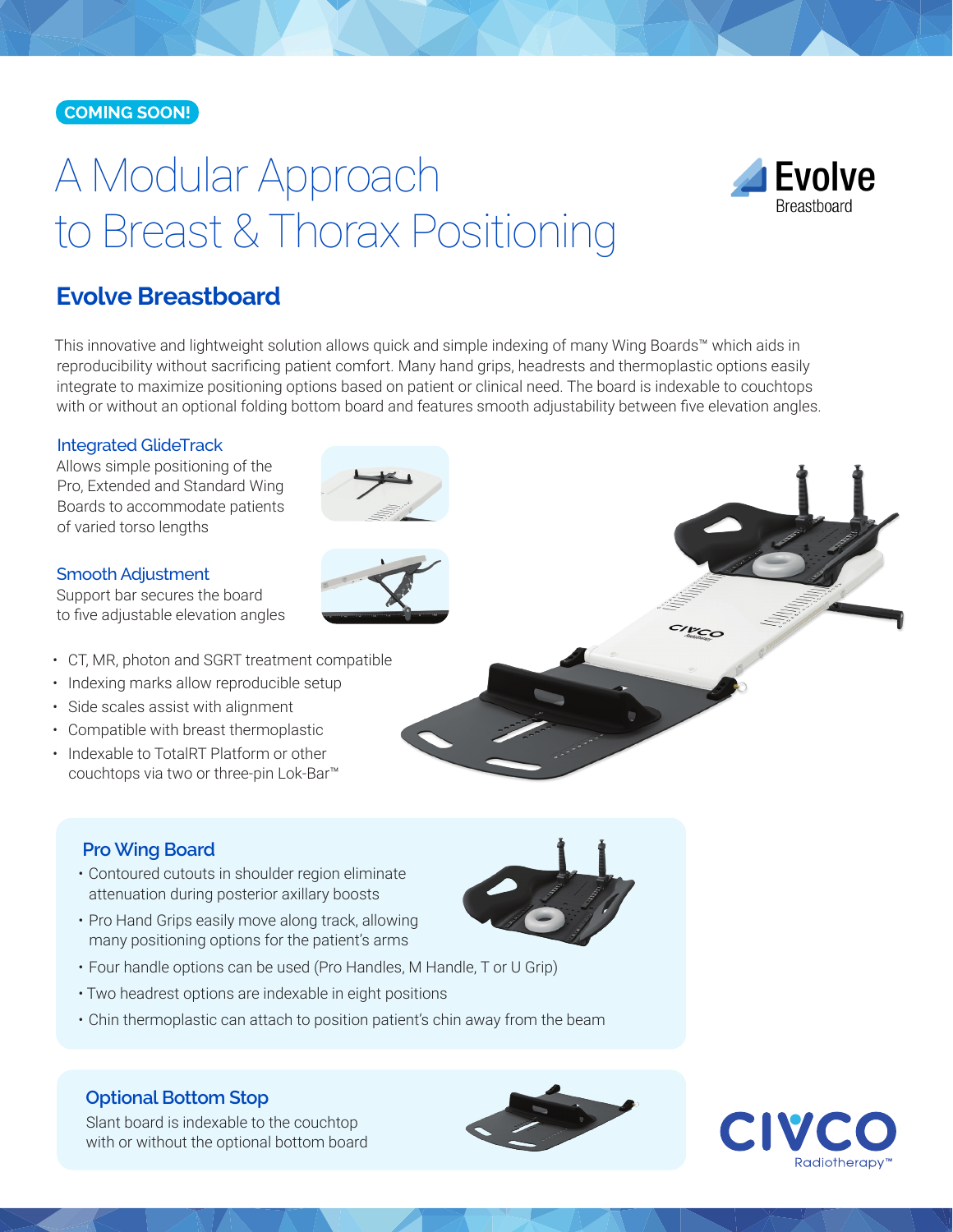COMING SOON!

# A Modular Approach to Breast & Thorax Positioning

Evolve Breastboard

## Evolve Breastboard

This innovative and lightweight solution allows quick and simple indexing of many Wing Boards™ which aids in reproducibility without sacrificing patient comfort. Many hand grips, headrests and thermoplastic options easily integrate to maximize positioning options based on patient or clinical need. The board is indexable to couchtops with or without an optional folding bottom board and features smooth adjustability between five elevation angles.

### Integrated GlideTrack

Allows simple positioning of the Pro, Extended and Standard Wing Boards to accommodate patients of varied torso lengths

### Smooth Adjustment

Support bar secures the board to five adjustable elevation angles

- CT, MR, photon and SGRT treatment compatible
- Indexing marks allow reproducible setup
- Side scales assist with alignment
- Compatible with breast thermoplastic
- Indexable to TotalRT Platform or other couchtops via two or three-pin Lok-Bar™

### Pro Wing Board

- Contoured cutouts in shoulder region eliminate attenuation during posterior axillary boosts
- Pro Hand Grips easily move along track, allowing many positioning options for the patient's arms
- Four handle options can be used (Pro Handles, M Handle, T or U Grip)
- Two headrest options are indexable in eight positions
- Chin thermoplastic can attach to position patient's chin away from the beam

### Optional Bottom Stop

Slant board is indexable to the couchtop with or without the optional bottom board

CIVCO Radiotherapy™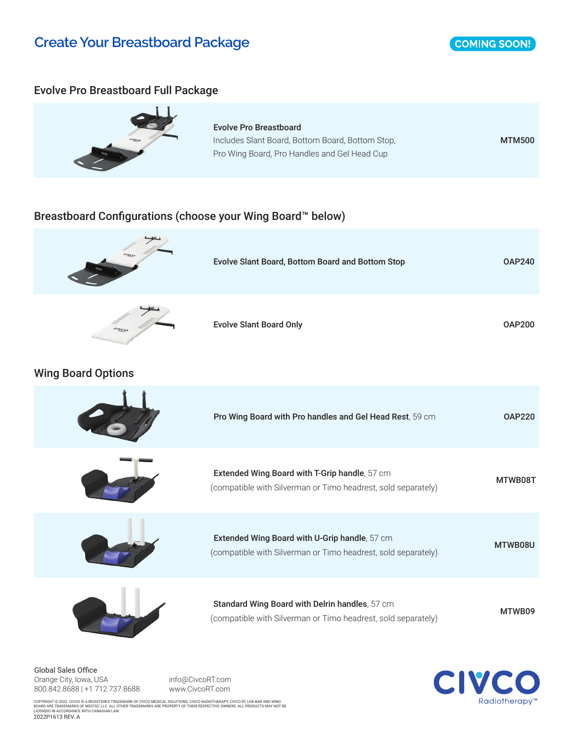# Create Your Breastboard Package

COMING SOON!

## Evolve Pro Breastboard Full Package

| | |
|---|---|
| **Evolve Pro Breastboard**<br>Includes Slant Board, Bottom Board, Bottom Stop, Pro Wing Board, Pro Handles and Gel Head Cup | MTM500 |

## Breastboard Configurations (choose your Wing Board™ below)

| | |
|---|---|
| **Evolve Slant Board, Bottom Board and Bottom Stop** | OAP240 |
| **Evolve Slant Board Only** | OAP200 |

## Wing Board Options

| | |
|---|---|
| **Pro Wing Board with Pro handles and Gel Head Rest**, 59 cm | OAP220 |
| **Extended Wing Board with T-Grip handle**, 57 cm<br>(compatible with Silverman or Timo headrest, sold separately) | MTWB08T |
| **Extended Wing Board with U-Grip handle**, 57 cm<br>(compatible with Silverman or Timo headrest, sold separately) | MTWB08U |
| **Standard Wing Board with Delrin handles**, 57 cm<br>(compatible with Silverman or Timo headrest, sold separately) | MTWB09 |

Global Sales Office
Orange City, Iowa, USA
800.842.8688 | +1 712.737.8688

info@CivcoRT.com
www.CivcoRT.com

CIVCO Radiotherapy™

COPYRIGHT © 2022. CIVCO IS A REGISTERED TRADEMARK OF CIVCO MEDICAL SOLUTIONS. CIVCO RADIOTHERAPY, CIVCO RT, LOK-BAR AND WING BOARD ARE TRADEMARKS OF MEDTEC LLC. ALL OTHER TRADEMARKS ARE PROPERTY OF THEIR RESPECTIVE OWNERS. ALL PRODUCTS MAY NOT BE LICENSED IN ACCORDANCE WITH CANADIAN LAW.
2022P1613 REV. A